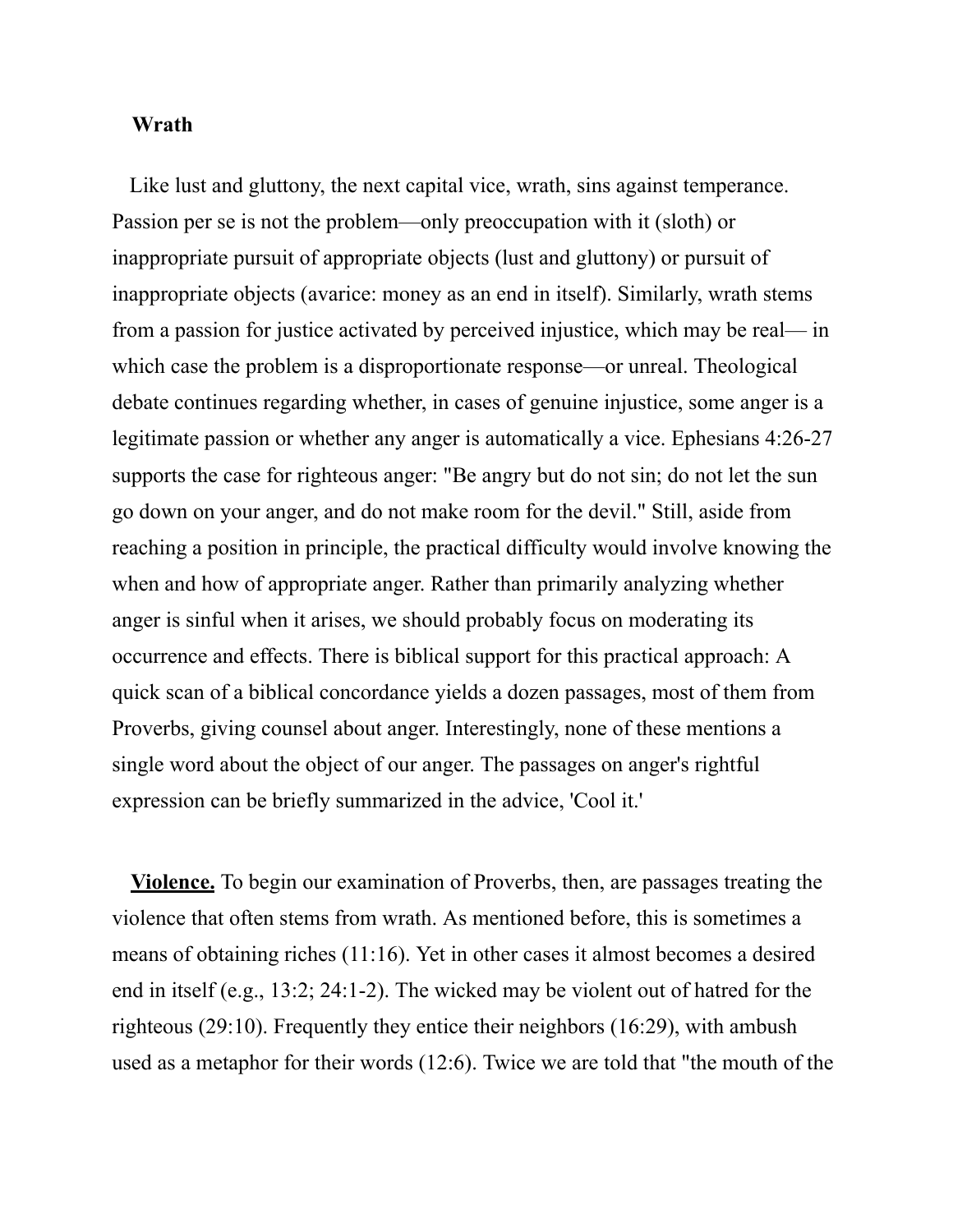## Wrath

Like lust and gluttony, the next capital vice, wrath, sins against temperance. Passion per se is not the problem—only preoccupation with it (sloth) or inappropriate pursuit of appropriate objects (lust and gluttony) or pursuit of inappropriate objects (avarice: money as an end in itself). Similarly, wrath stems from a passion for justice activated by perceived injustice, which may be real— in which case the problem is a disproportionate response—or unreal. Theological debate continues regarding whether, in cases of genuine injustice, some anger is a legitimate passion or whether any anger is automatically a vice. Ephesians 4:26-27 supports the case for righteous anger: "Be angry but do not sin; do not let the sun go down on your anger, and do not make room for the devil." Still, aside from reaching a position in principle, the practical difficulty would involve knowing the when and how of appropriate anger. Rather than primarily analyzing whether anger is sinful when it arises, we should probably focus on moderating its occurrence and effects. There is biblical support for this practical approach: A quick scan of a biblical concordance yields a dozen passages, most of them from Proverbs, giving counsel about anger. Interestingly, none of these mentions a single word about the object of our anger. The passages on anger's rightful expression can be briefly summarized in the advice, 'Cool it.'

**Violence.** To begin our examination of Proverbs, then, are passages treating the violence that often stems from wrath. As mentioned before, this is sometimes a means of obtaining riches (11:16). Yet in other cases it almost becomes a desired end in itself (e.g., 13:2; 24:1-2). The wicked may be violent out of hatred for the righteous (29:10). Frequently they entice their neighbors (16:29), with ambush used as a metaphor for their words (12:6). Twice we are told that "the mouth of the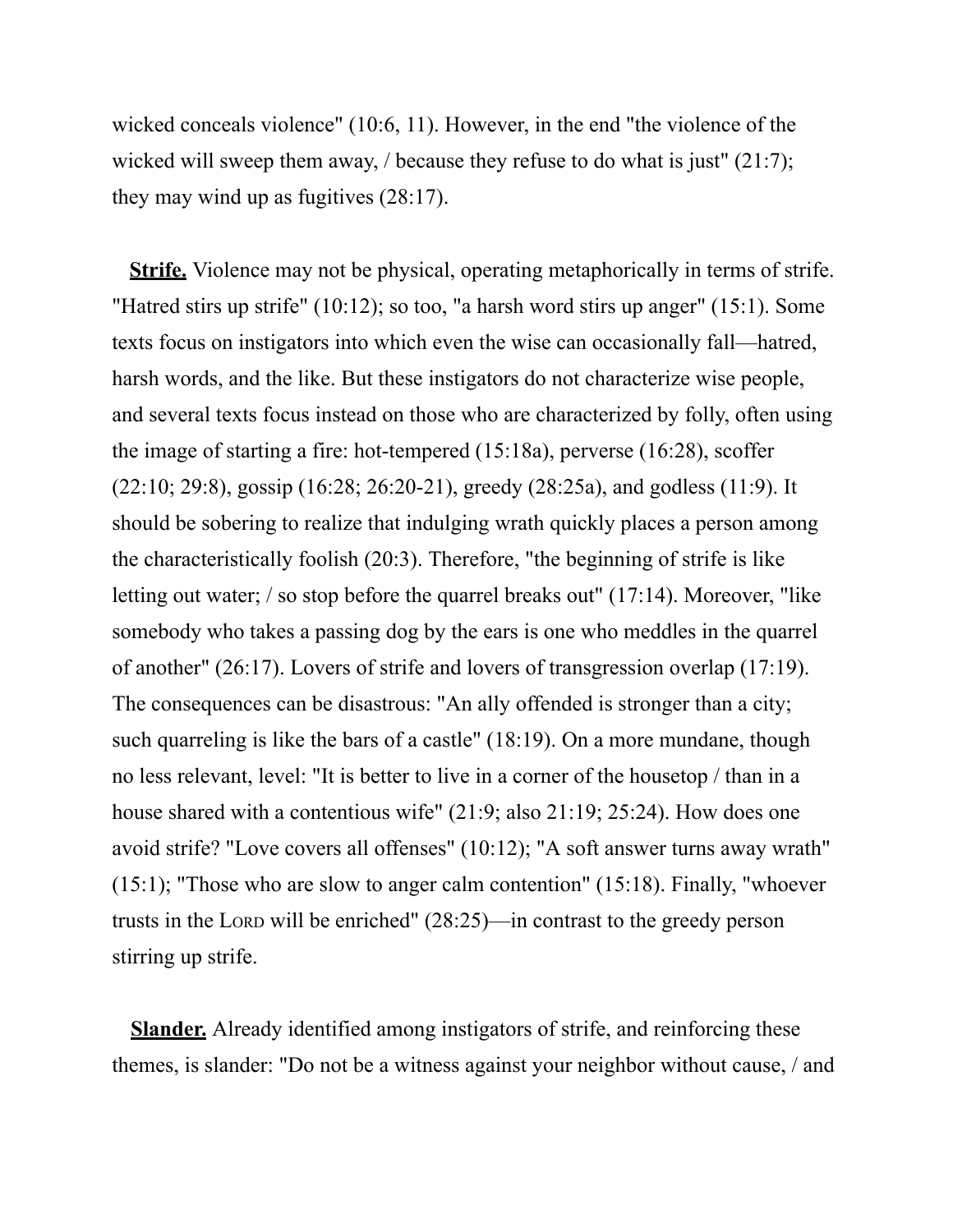wicked conceals violence" (10:6, 11). However, in the end "the violence of the wicked will sweep them away, / because they refuse to do what is just" (21:7); they may wind up as fugitives (28:17).

**Strife.** Violence may not be physical, operating metaphorically in terms of strife. "Hatred stirs up strife" (10:12); so too, "a harsh word stirs up anger" (15:1). Some texts focus on instigators into which even the wise can occasionally fall—hatred, harsh words, and the like. But these instigators do not characterize wise people, and several texts focus instead on those who are characterized by folly, often using the image of starting a fire: hot-tempered (15:18a), perverse (16:28), scoffer (22:10; 29:8), gossip (16:28; 26:20-21), greedy (28:25a), and godless (11:9). It should be sobering to realize that indulging wrath quickly places a person among the characteristically foolish (20:3). Therefore, "the beginning of strife is like letting out water; / so stop before the quarrel breaks out" (17:14). Moreover, "like somebody who takes a passing dog by the ears is one who meddles in the quarrel of another" (26:17). Lovers of strife and lovers of transgression overlap (17:19). The consequences can be disastrous: "An ally offended is stronger than a city; such quarreling is like the bars of a castle" (18:19). On a more mundane, though no less relevant, level: "It is better to live in a corner of the housetop / than in a house shared with a contentious wife" (21:9; also 21:19; 25:24). How does one avoid strife? "Love covers all offenses" (10:12); "A soft answer turns away wrath" (15:1); "Those who are slow to anger calm contention" (15:18). Finally, "whoever trusts in the LORD will be enriched" (28:25)—in contrast to the greedy person stirring up strife.

**Slander.** Already identified among instigators of strife, and reinforcing these themes, is slander: "Do not be a witness against your neighbor without cause, / and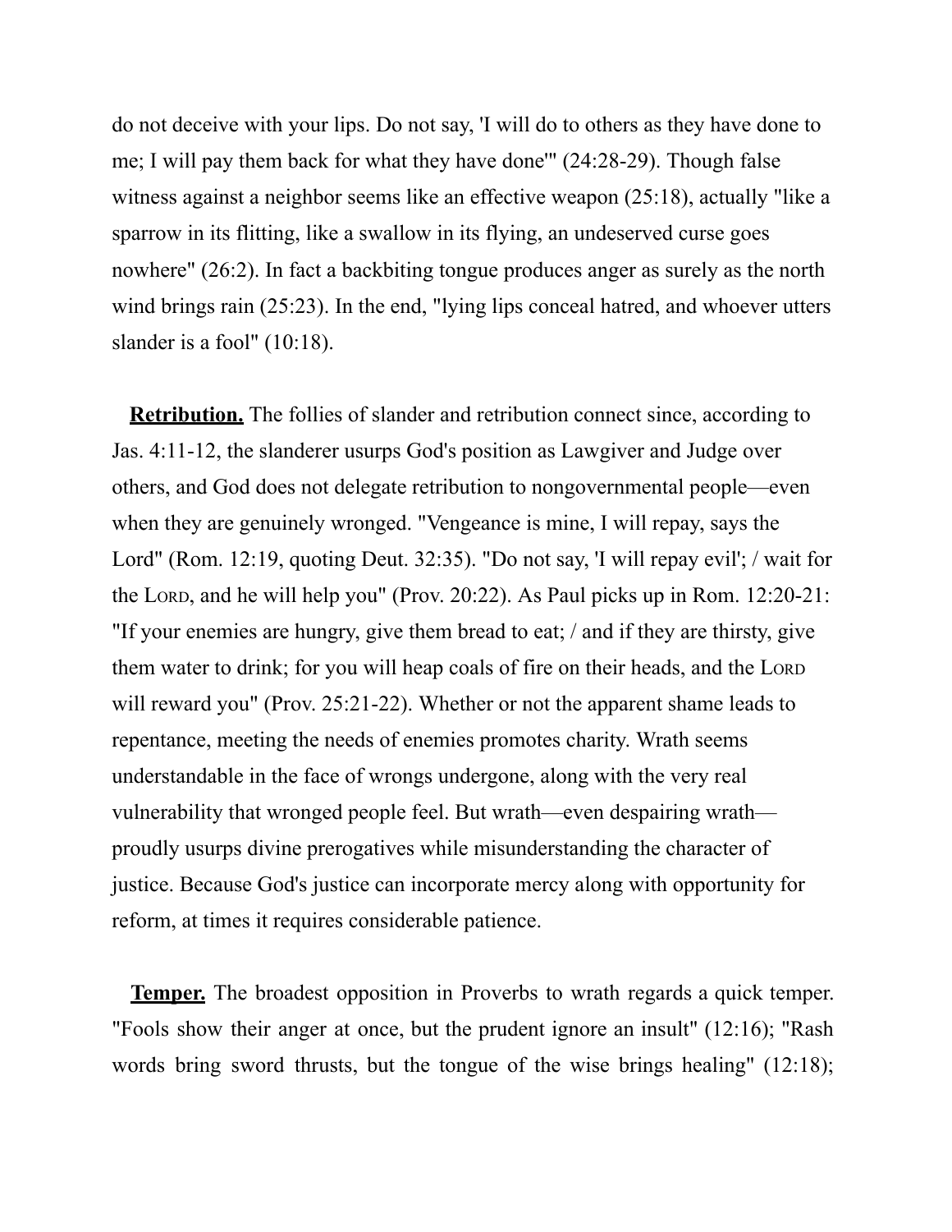do not deceive with your lips. Do not say, 'I will do to others as they have done to me; I will pay them back for what they have done'" (24:28-29). Though false witness against a neighbor seems like an effective weapon (25:18), actually "like a sparrow in its flitting, like a swallow in its flying, an undeserved curse goes nowhere" (26:2). In fact a backbiting tongue produces anger as surely as the north wind brings rain (25:23). In the end, "lying lips conceal hatred, and whoever utters slander is a fool" (10:18).

**Retribution.** The follies of slander and retribution connect since, according to Jas. 4:11-12, the slanderer usurps God's position as Lawgiver and Judge over others, and God does not delegate retribution to nongovernmental people—even when they are genuinely wronged. "Vengeance is mine, I will repay, says the Lord" (Rom. 12:19, quoting Deut. 32:35). "Do not say, 'I will repay evil'; / wait for the LORD, and he will help you" (Prov. 20:22). As Paul picks up in Rom. 12:20-21: "If your enemies are hungry, give them bread to eat; / and if they are thirsty, give them water to drink; for you will heap coals of fire on their heads, and the LORD will reward you" (Prov. 25:21-22). Whether or not the apparent shame leads to repentance, meeting the needs of enemies promotes charity. Wrath seems understandable in the face of wrongs undergone, along with the very real vulnerability that wronged people feel. But wrath—even despairing wrath—proudly usurps divine prerogatives while misunderstanding the character of justice. Because God's justice can incorporate mercy along with opportunity for reform, at times it requires considerable patience.

**Temper.** The broadest opposition in Proverbs to wrath regards a quick temper. "Fools show their anger at once, but the prudent ignore an insult" (12:16); "Rash words bring sword thrusts, but the tongue of the wise brings healing" (12:18);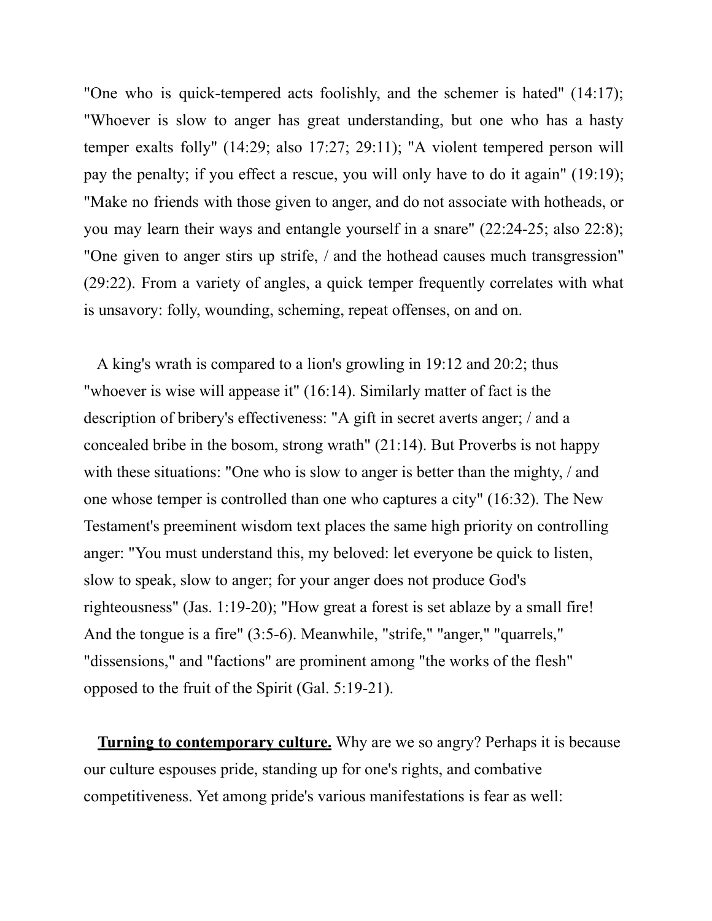"One who is quick-tempered acts foolishly, and the schemer is hated" (14:17); "Whoever is slow to anger has great understanding, but one who has a hasty temper exalts folly" (14:29; also 17:27; 29:11); "A violent tempered person will pay the penalty; if you effect a rescue, you will only have to do it again" (19:19); "Make no friends with those given to anger, and do not associate with hotheads, or you may learn their ways and entangle yourself in a snare" (22:24-25; also 22:8); "One given to anger stirs up strife, / and the hothead causes much transgression" (29:22). From a variety of angles, a quick temper frequently correlates with what is unsavory: folly, wounding, scheming, repeat offenses, on and on.

A king's wrath is compared to a lion's growling in 19:12 and 20:2; thus "whoever is wise will appease it" (16:14). Similarly matter of fact is the description of bribery's effectiveness: "A gift in secret averts anger; / and a concealed bribe in the bosom, strong wrath" (21:14). But Proverbs is not happy with these situations: "One who is slow to anger is better than the mighty, / and one whose temper is controlled than one who captures a city" (16:32). The New Testament's preeminent wisdom text places the same high priority on controlling anger: "You must understand this, my beloved: let everyone be quick to listen, slow to speak, slow to anger; for your anger does not produce God's righteousness" (Jas. 1:19-20); "How great a forest is set ablaze by a small fire! And the tongue is a fire" (3:5-6). Meanwhile, "strife," "anger," "quarrels," "dissensions," and "factions" are prominent among "the works of the flesh" opposed to the fruit of the Spirit (Gal. 5:19-21).

**Turning to contemporary culture.** Why are we so angry? Perhaps it is because our culture espouses pride, standing up for one's rights, and combative competitiveness. Yet among pride's various manifestations is fear as well: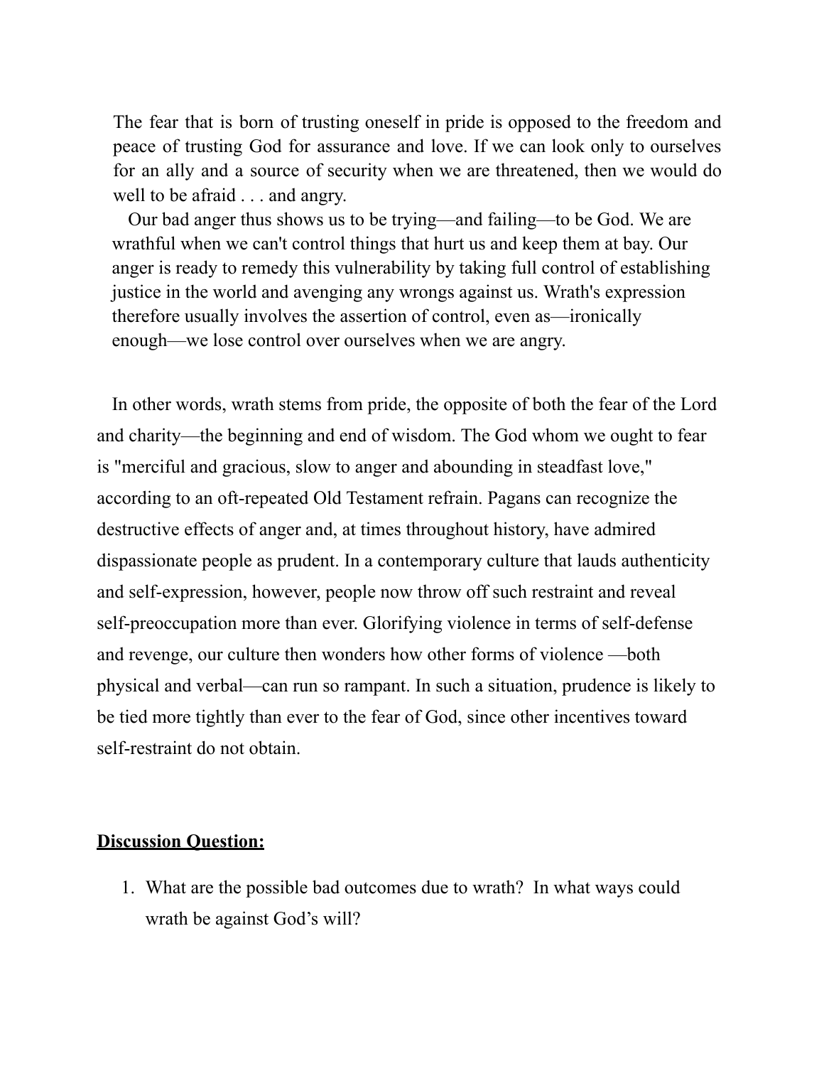> The fear that is born of trusting oneself in pride is opposed to the freedom and peace of trusting God for assurance and love. If we can look only to ourselves for an ally and a source of security when we are threatened, then we would do well to be afraid . . . and angry.
>
> Our bad anger thus shows us to be trying—and failing—to be God. We are wrathful when we can't control things that hurt us and keep them at bay. Our anger is ready to remedy this vulnerability by taking full control of establishing justice in the world and avenging any wrongs against us. Wrath's expression therefore usually involves the assertion of control, even as—ironically enough—we lose control over ourselves when we are angry.

In other words, wrath stems from pride, the opposite of both the fear of the Lord and charity—the beginning and end of wisdom. The God whom we ought to fear is "merciful and gracious, slow to anger and abounding in steadfast love," according to an oft-repeated Old Testament refrain. Pagans can recognize the destructive effects of anger and, at times throughout history, have admired dispassionate people as prudent. In a contemporary culture that lauds authenticity and self-expression, however, people now throw off such restraint and reveal self-preoccupation more than ever. Glorifying violence in terms of self-defense and revenge, our culture then wonders how other forms of violence —both physical and verbal—can run so rampant. In such a situation, prudence is likely to be tied more tightly than ever to the fear of God, since other incentives toward self-restraint do not obtain.

**Discussion Question:**

1. What are the possible bad outcomes due to wrath? In what ways could wrath be against God's will?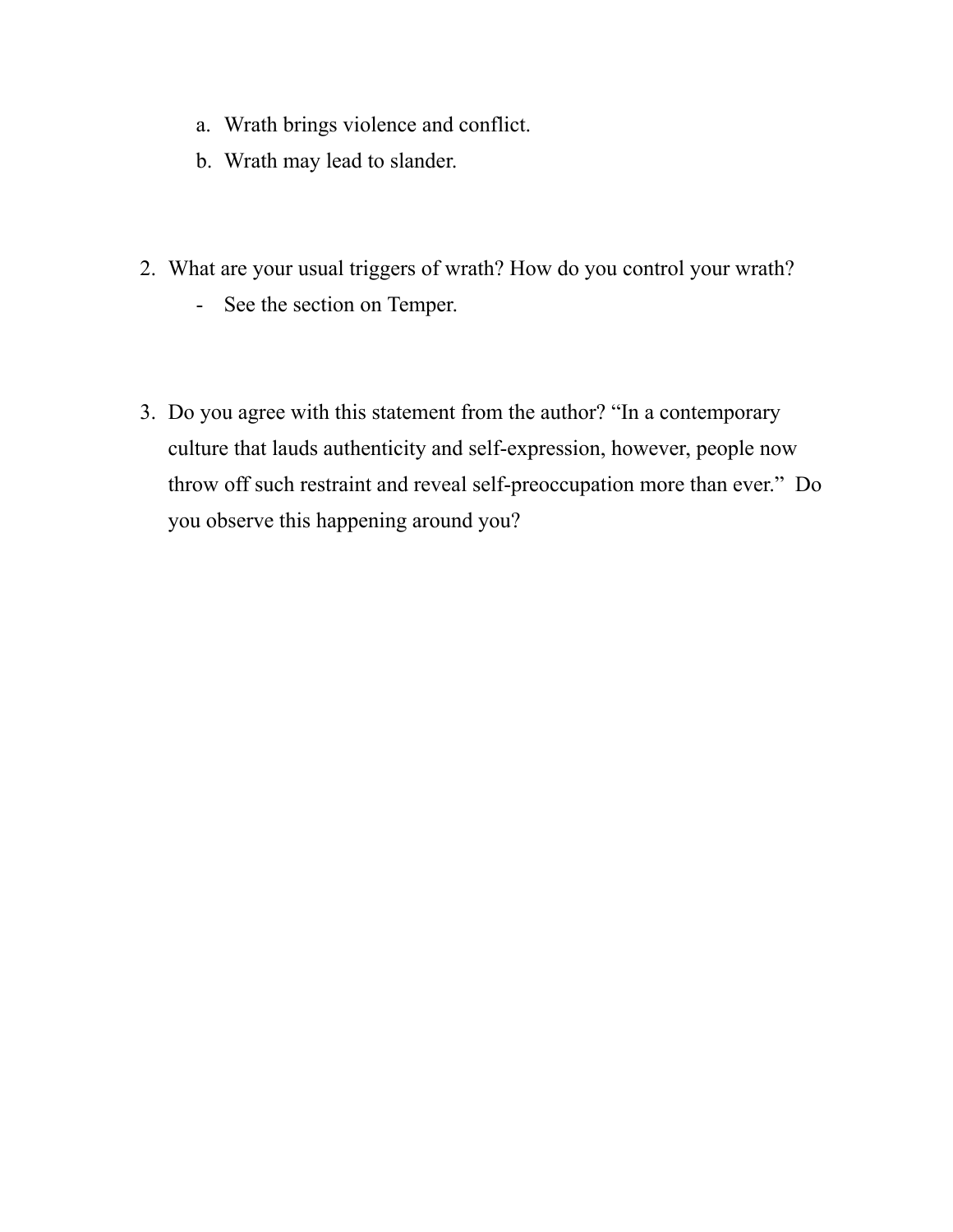a. Wrath brings violence and conflict.
   b. Wrath may lead to slander.

2. What are your usual triggers of wrath? How do you control your wrath?
   - See the section on Temper.

3. Do you agree with this statement from the author? “In a contemporary culture that lauds authenticity and self-expression, however, people now throw off such restraint and reveal self-preoccupation more than ever.” Do you observe this happening around you?